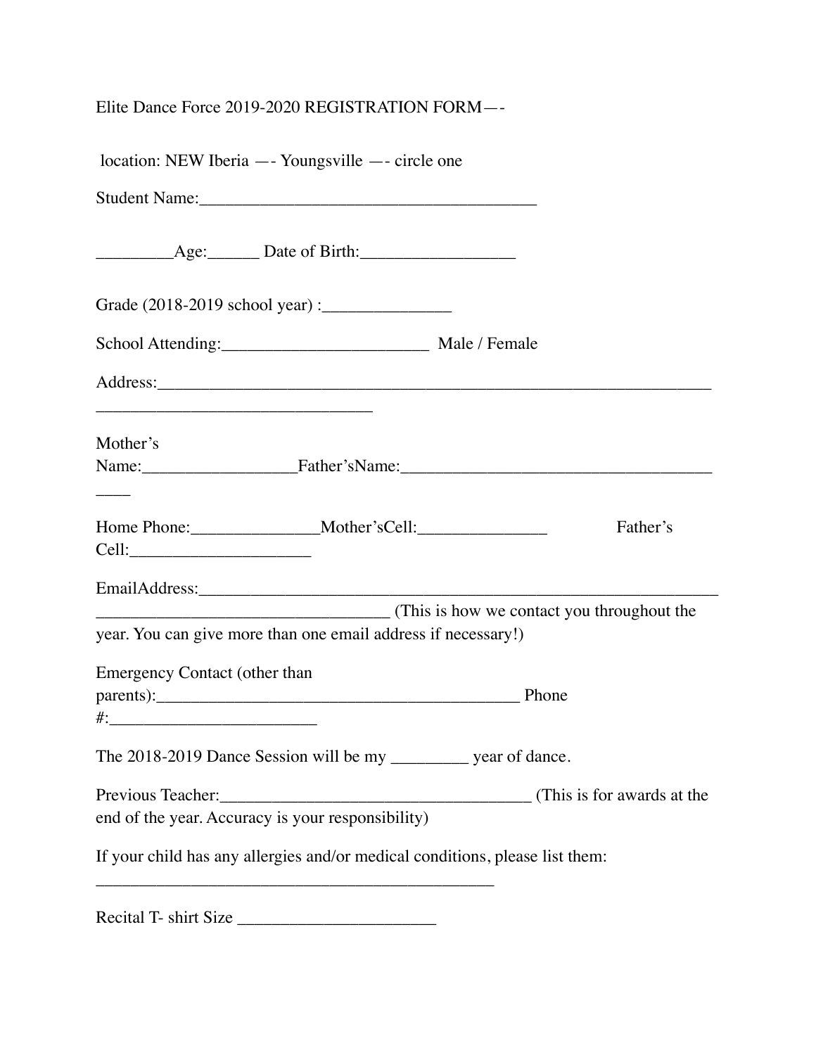Elite Dance Force 2019-2020 REGISTRATION FORM—-

location: NEW Iberia —- Youngsville —- circle one

Student Name:_______________________________________

_________Age:______ Date of Birth:_________________

Grade (2018-2019 school year) :_______________

School Attending:________________________ Male / Female

Address:_________________________________________________________________
________________________________

Mother's Name:_________________Father'sName:____________________________________
____

Home Phone:_______________Mother'sCell:_______________ Father's Cell:____________________

EmailAddress:_____________________________________________________________
__________________________________ (This is how we contact you throughout the year. You can give more than one email address if necessary!)

Emergency Contact (other than parents):___________________________________________ Phone #:________________________

The 2018-2019 Dance Session will be my _________ year of dance.

Previous Teacher:____________________________________ (This is for awards at the end of the year. Accuracy is your responsibility)

If your child has any allergies and/or medical conditions, please list them:
______________________________________________

Recital T- shirt Size _______________________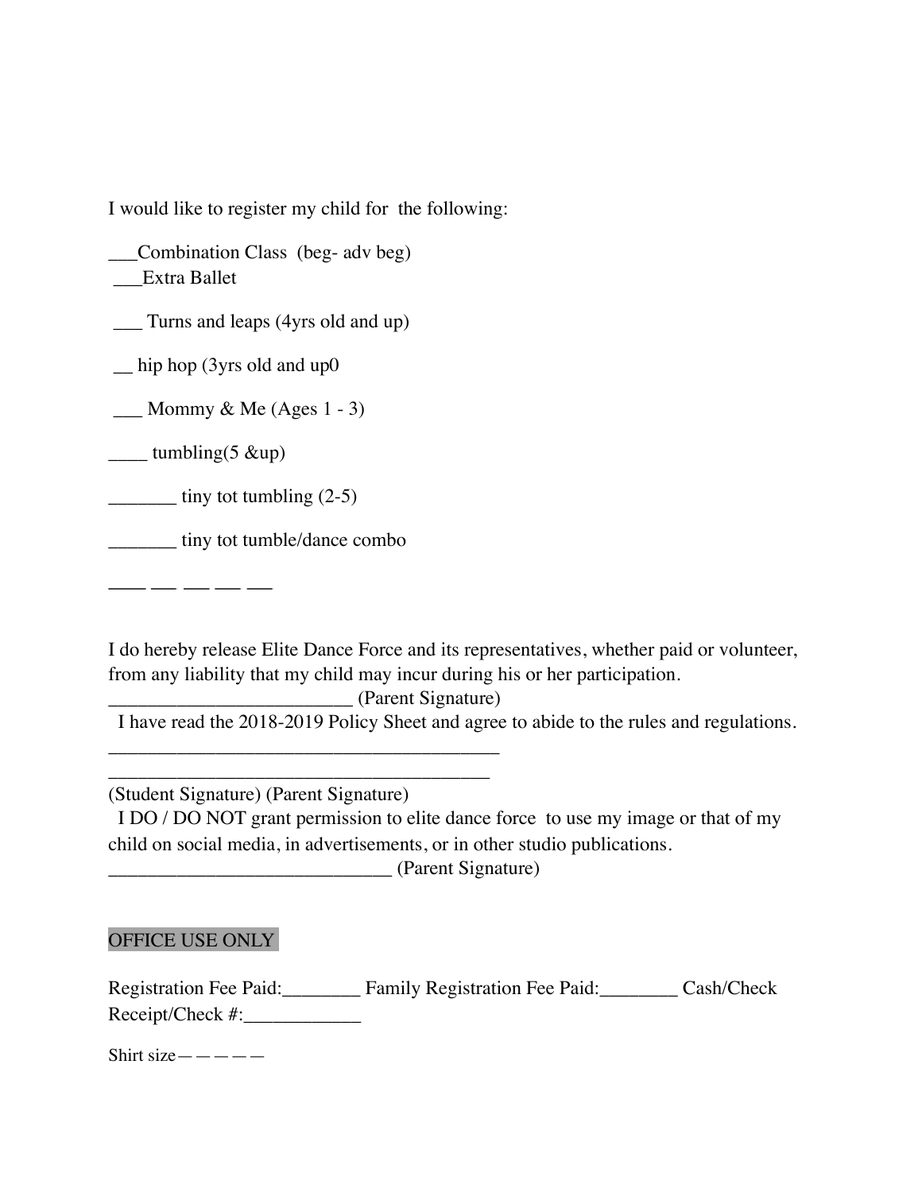I would like to register my child for the following:

___Combination Class (beg- adv beg)
___Extra Ballet

___ Turns and leaps (4yrs old and up)

__ hip hop (3yrs old and up0

___ Mommy & Me (Ages 1 - 3)

____ tumbling(5 &up)

_______ tiny tot tumbling (2-5)

_______ tiny tot tumble/dance combo

____ ___ ___ ___ ___

I do hereby release Elite Dance Force and its representatives, whether paid or volunteer, from any liability that my child may incur during his or her participation.
________________________ (Parent Signature)
I have read the 2018-2019 Policy Sheet and agree to abide to the rules and regulations.
_______________________________________
______________________________________
(Student Signature) (Parent Signature)
I DO / DO NOT grant permission to elite dance force to use my image or that of my child on social media, in advertisements, or in other studio publications.
____________________________ (Parent Signature)

OFFICE USE ONLY

Registration Fee Paid:________ Family Registration Fee Paid:________ Cash/Check Receipt/Check #:____________

Shirt size— — — — —